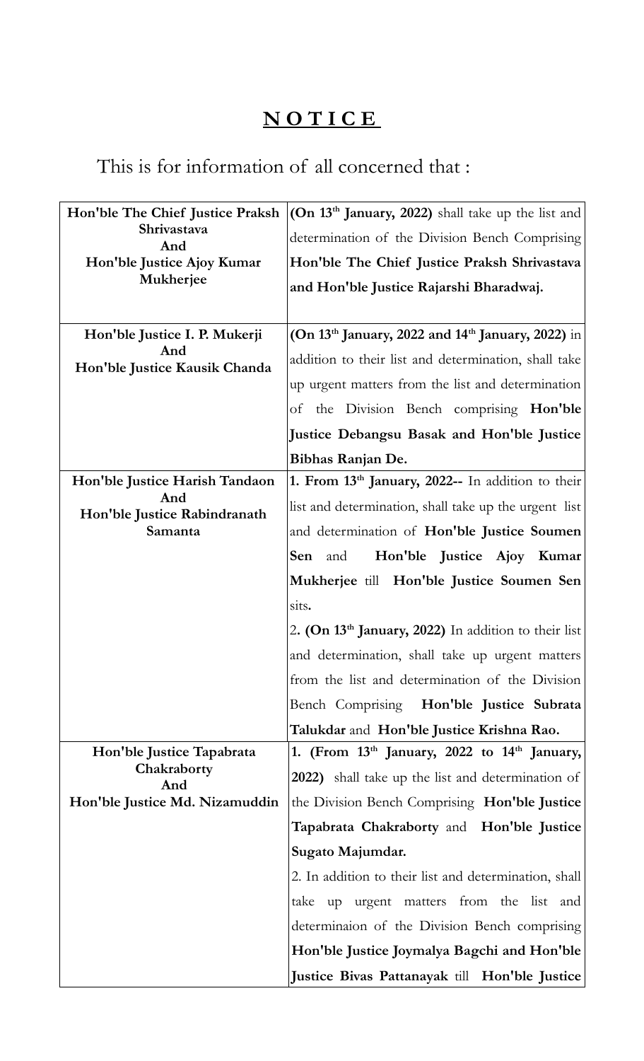# **N O T I C E**

This is for information of all concerned that :

| | |
|---|---|
| **Hon'ble The Chief Justice Praksh Shrivastava And Hon'ble Justice Ajoy Kumar Mukherjee** | **(On 13$^{th}$ January, 2022)** shall take up the list and determination of the Division Bench Comprising **Hon'ble The Chief Justice Praksh Shrivastava and Hon'ble Justice Rajarshi Bharadwaj.** |
| **Hon'ble Justice I. P. Mukerji And Hon'ble Justice Kausik Chanda** | **(On 13$^{th}$ January, 2022 and 14$^{th}$ January, 2022)** in addition to their list and determination, shall take up urgent matters from the list and determination of the Division Bench comprising **Hon'ble Justice Debangsu Basak and Hon'ble Justice Bibhas Ranjan De.** |
| **Hon'ble Justice Harish Tandaon And Hon'ble Justice Rabindranath Samanta** | **1. From 13$^{th}$ January, 2022--** In addition to their list and determination, shall take up the urgent list and determination of **Hon'ble Justice Soumen Sen** and **Hon'ble Justice Ajoy Kumar Mukherjee** till **Hon'ble Justice Soumen Sen** sits**.**<br>2**. (On 13$^{th}$ January, 2022)** In addition to their list and determination, shall take up urgent matters from the list and determination of the Division Bench Comprising **Hon'ble Justice Subrata Talukdar** and **Hon'ble Justice Krishna Rao.** |
| **Hon'ble Justice Tapabrata Chakraborty And Hon'ble Justice Md. Nizamuddin** | **1. (From 13$^{th}$ January, 2022 to 14$^{th}$ January, 2022)** shall take up the list and determination of the Division Bench Comprising **Hon'ble Justice Tapabrata Chakraborty** and **Hon'ble Justice Sugato Majumdar.**<br>2. In addition to their list and determination, shall take up urgent matters from the list and determinaion of the Division Bench comprising **Hon'ble Justice Joymalya Bagchi and Hon'ble Justice Bivas Pattanayak** till **Hon'ble Justice** |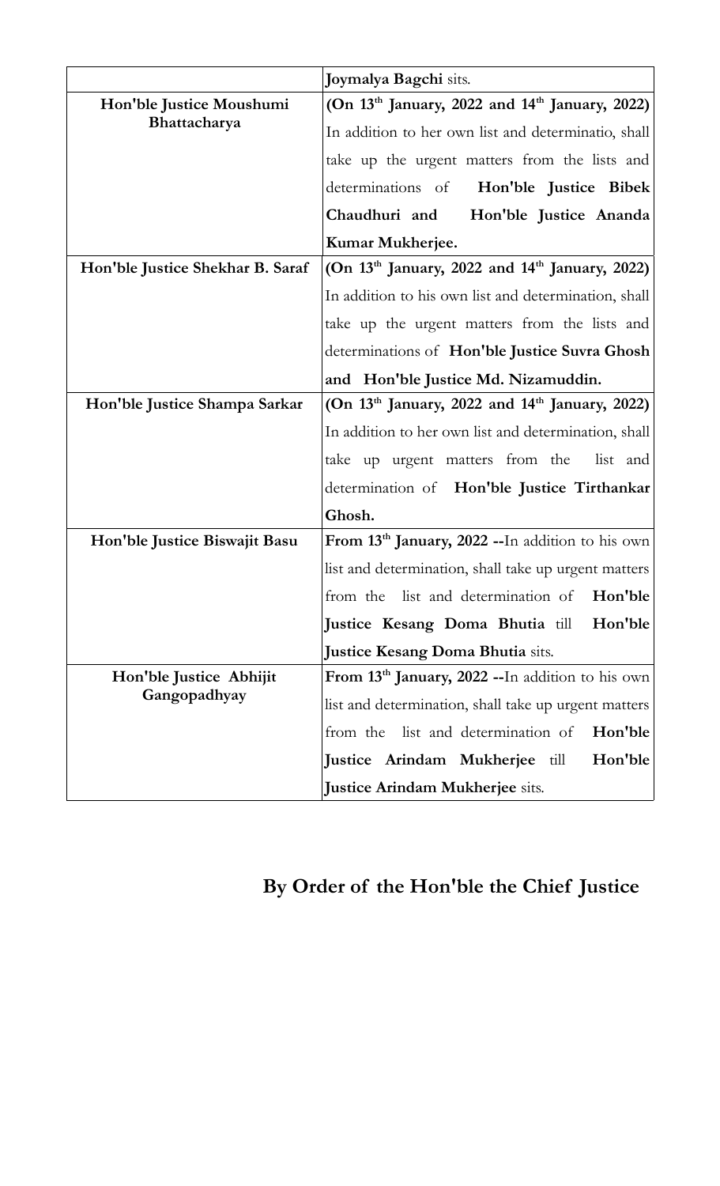| | |
|---|---|
| | **Joymalya Bagchi** sits. |
| **Hon'ble Justice Moushumi Bhattacharya** | **(On 13th January, 2022 and 14th January, 2022)** In addition to her own list and determinatio, shall take up the urgent matters from the lists and determinations of **Hon'ble Justice Bibek Chaudhuri and Hon'ble Justice Ananda Kumar Mukherjee.** |
| **Hon'ble Justice Shekhar B. Saraf** | **(On 13th January, 2022 and 14th January, 2022)** In addition to his own list and determination, shall take up the urgent matters from the lists and determinations of **Hon'ble Justice Suvra Ghosh and Hon'ble Justice Md. Nizamuddin.** |
| **Hon'ble Justice Shampa Sarkar** | **(On 13th January, 2022 and 14th January, 2022)** In addition to her own list and determination, shall take up urgent matters from the list and determination of **Hon'ble Justice Tirthankar Ghosh.** |
| **Hon'ble Justice Biswajit Basu** | **From 13th January, 2022 --**In addition to his own list and determination, shall take up urgent matters from the list and determination of **Hon'ble Justice Kesang Doma Bhutia** till **Hon'ble Justice Kesang Doma Bhutia** sits. |
| **Hon'ble Justice Abhijit Gangopadhyay** | **From 13th January, 2022 --**In addition to his own list and determination, shall take up urgent matters from the list and determination of **Hon'ble Justice Arindam Mukherjee** till **Hon'ble Justice Arindam Mukherjee** sits. |

**By Order of the Hon'ble the Chief Justice**